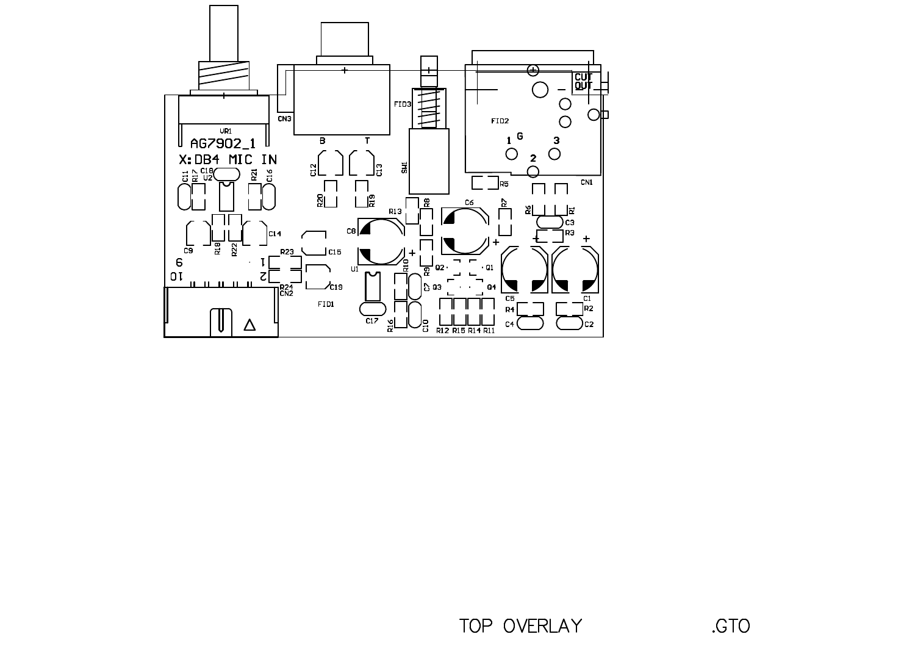VR1

AG7902_1

X:DB4 MIC IN

CN3

B T

FID3

SW1

FID2

CUT OUT

G

1 3

2

CN1

C11 R17 C18 U2 R21 C16

C12 C13

R20 R19

R5

R8 R13 C6 R7 R6 R1

C3

R3

C8

C9 R18 R22 C14

R23 C15

9 1

10 2

R24 CN2 C19

U1 R10 R9 Q2 Q1

C7 Q3 Q4

C5 C1

FID1

C17 R16 C10 R12 R15 R14 R11

R4 R2

C4 C2

TOP OVERLAY .GTO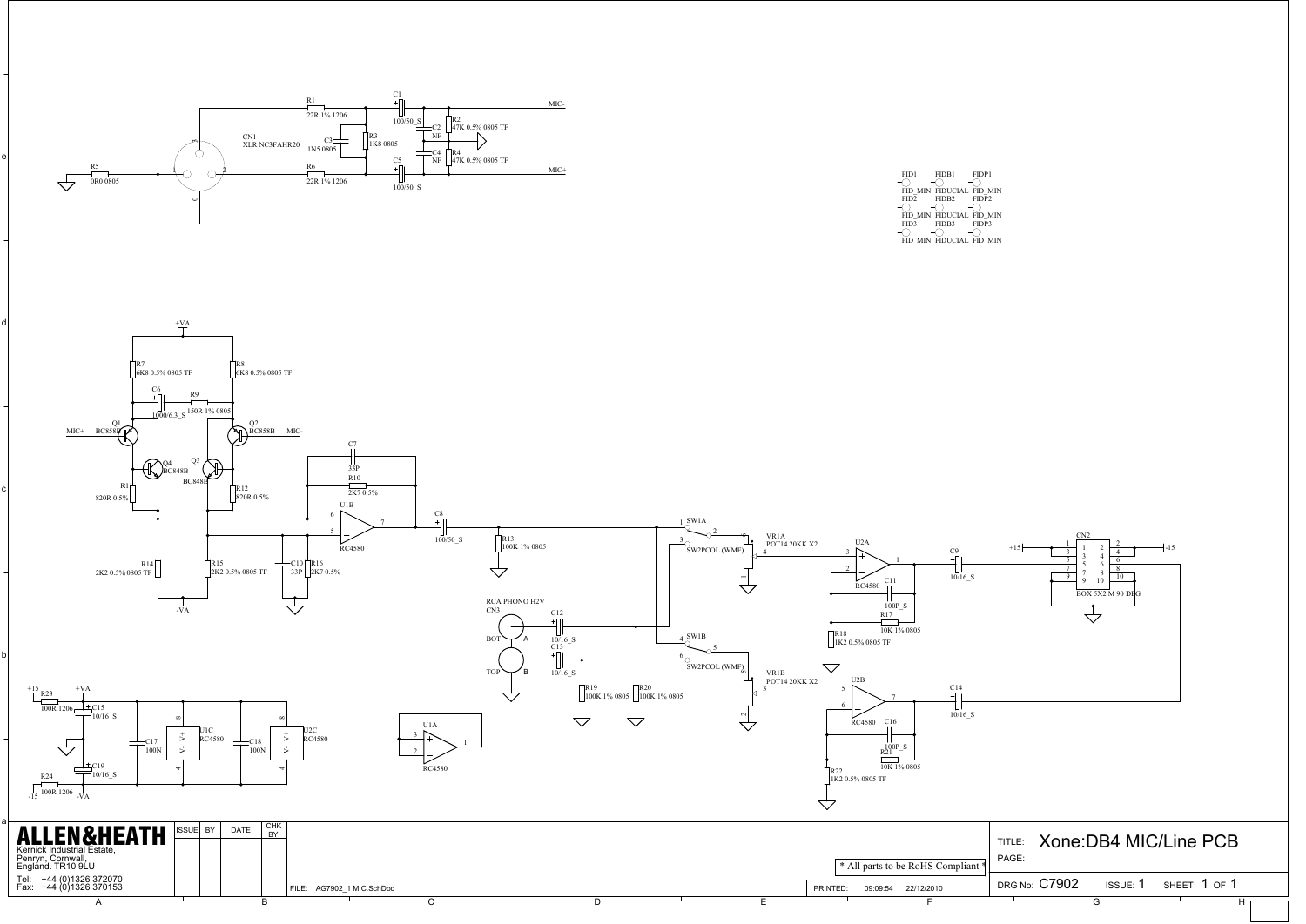ALLEN&HEATH

Kernick Industrial Estate,
Penryn, Cornwall,
England. TR10 9LU

Tel: +44 (0)1326 372070
Fax: +44 (0)1326 370153

| ISSUE | BY | DATE | CHK BY |
|---|---|---|---|
| | | | |

* All parts to be RoHS Compliant *

FILE: AG7902_1 MIC.SchDoc

PRINTED: 09:09:54 22/12/2010

TITLE: Xone:DB4 MIC/Line PCB

PAGE:

DRG No: C7902 ISSUE: 1 SHEET: 1 OF 1

R1 22R 1% 1206
R6 22R 1% 1206
R5 0R0 0805
CN1 XLR NC3FAHR20
C3 1N5 0805
R3 1K8 0805
C1 100/50_S
C5 100/50_S
C2 NF
C4 NF
R2 47K 0.5% 0805 TF
R4 47K 0.5% 0805 TF
MIC-
MIC+

FID1 FID_MIN FIDB1 FIDUCIAL FIDP1 FID_MIN
FID2 FID_MIN FIDB2 FIDUCIAL FIDP2 FID_MIN
FID3 FID_MIN FIDB3 FIDUCIAL FIDP3 FID_MIN

+VA
R7 6K8 0.5% 0805 TF
R8 6K8 0.5% 0805 TF
C6 1000/6.3_S
R9 150R 1% 0805
Q1 BC858B
Q2 BC858B
Q4 BC848B
Q3 BC848B
R11 820R 0.5%
R12 820R 0.5%
R14 2K2 0.5% 0805 TF
R15 2K2 0.5% 0805 TF
-VA
C7 33P
R10 2K7 0.5%
U1B RC4580
C10 33P
R16 2K7 0.5%
C8 100/50_S
R13 100K 1% 0805

SW1A SW2PCOL (WMF)
SW1B SW2PCOL (WMF)
VR1A POT14 20KK X2
VR1B POT14 20KK X2
U2A RC4580
U2B RC4580
C11 100P_S
R17 10K 1% 0805
R18 1K2 0.5% 0805 TF
C16 100P_S
R21 10K 1% 0805
R22 1K2 0.5% 0805 TF
C9 10/16_S
C14 10/16_S
CN2 BOX 5X2 M 90 DEG
+15
-15

RCA PHONO H2V
CN3
BOT A
TOP B
C12 10/16_S
C13 10/16_S
R19 100K 1% 0805
R20 100K 1% 0805

U1A RC4580

+15 R23 100R 1206
+VA
C15 10/16_S
C19 10/16_S
-15 R24 100R 1206 -VA
C17 100N
U1C RC4580
C18 100N
U2C RC4580